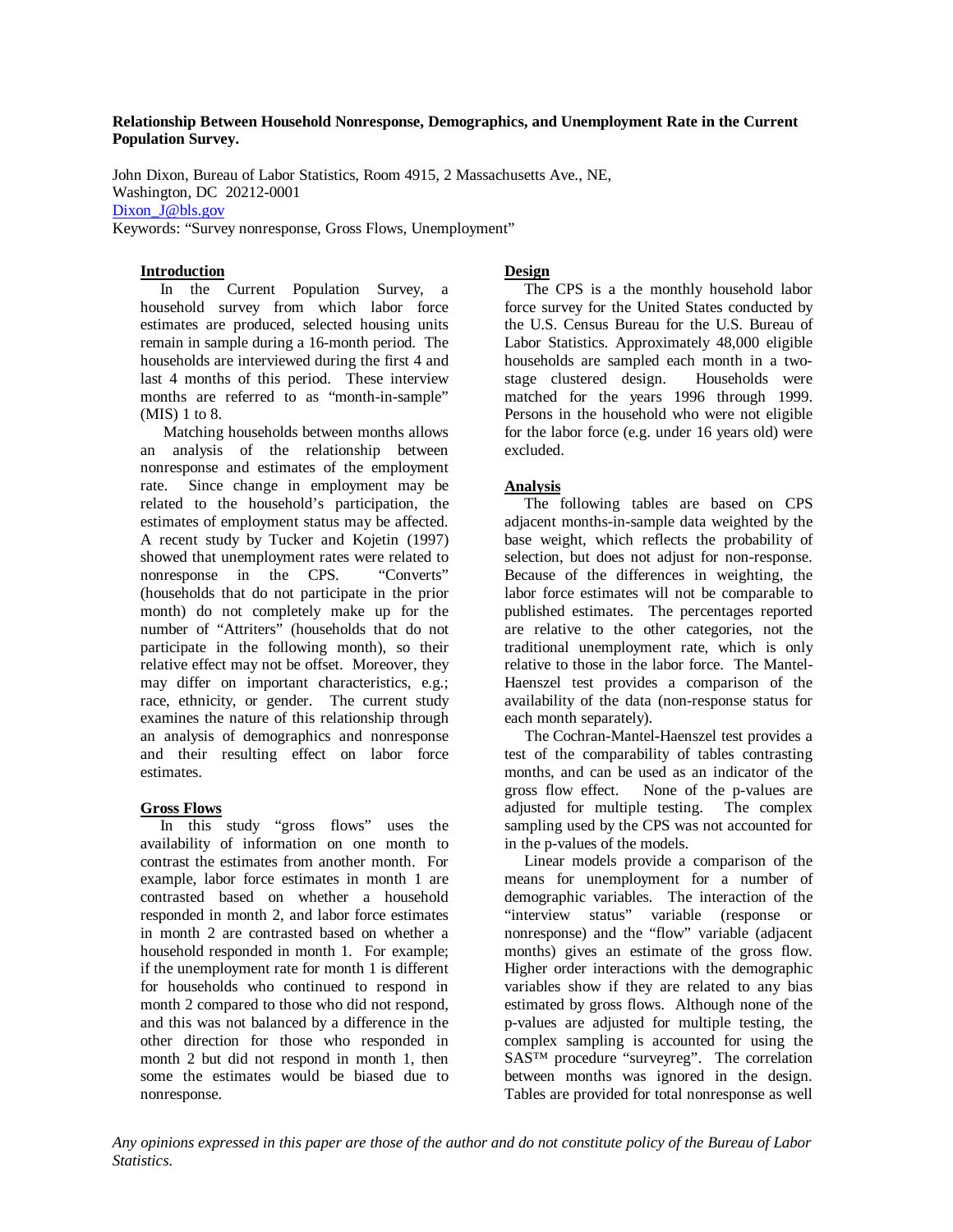**Relationship Between Household Nonresponse, Demographics, and Unemployment Rate in the Current Population Survey.**

John Dixon, Bureau of Labor Statistics, Room 4915, 2 Massachusetts Ave., NE, Washington, DC 20212-0001
Dixon_J@bls.gov
Keywords: "Survey nonresponse, Gross Flows, Unemployment"

## Introduction

In the Current Population Survey, a household survey from which labor force estimates are produced, selected housing units remain in sample during a 16-month period. The households are interviewed during the first 4 and last 4 months of this period. These interview months are referred to as "month-in-sample" (MIS) 1 to 8.

Matching households between months allows an analysis of the relationship between nonresponse and estimates of the employment rate. Since change in employment may be related to the household's participation, the estimates of employment status may be affected. A recent study by Tucker and Kojetin (1997) showed that unemployment rates were related to nonresponse in the CPS. "Converts" (households that do not participate in the prior month) do not completely make up for the number of "Attriters" (households that do not participate in the following month), so their relative effect may not be offset. Moreover, they may differ on important characteristics, e.g.; race, ethnicity, or gender. The current study examines the nature of this relationship through an analysis of demographics and nonresponse and their resulting effect on labor force estimates.

## Gross Flows

In this study "gross flows" uses the availability of information on one month to contrast the estimates from another month. For example, labor force estimates in month 1 are contrasted based on whether a household responded in month 2, and labor force estimates in month 2 are contrasted based on whether a household responded in month 1. For example; if the unemployment rate for month 1 is different for households who continued to respond in month 2 compared to those who did not respond, and this was not balanced by a difference in the other direction for those who responded in month 2 but did not respond in month 1, then some the estimates would be biased due to nonresponse.

## Design

The CPS is a the monthly household labor force survey for the United States conducted by the U.S. Census Bureau for the U.S. Bureau of Labor Statistics. Approximately 48,000 eligible households are sampled each month in a two-stage clustered design. Households were matched for the years 1996 through 1999. Persons in the household who were not eligible for the labor force (e.g. under 16 years old) were excluded.

## Analysis

The following tables are based on CPS adjacent months-in-sample data weighted by the base weight, which reflects the probability of selection, but does not adjust for non-response. Because of the differences in weighting, the labor force estimates will not be comparable to published estimates. The percentages reported are relative to the other categories, not the traditional unemployment rate, which is only relative to those in the labor force. The Mantel-Haenszel test provides a comparison of the availability of the data (non-response status for each month separately).

The Cochran-Mantel-Haenszel test provides a test of the comparability of tables contrasting months, and can be used as an indicator of the gross flow effect. None of the p-values are adjusted for multiple testing. The complex sampling used by the CPS was not accounted for in the p-values of the models.

Linear models provide a comparison of the means for unemployment for a number of demographic variables. The interaction of the "interview status" variable (response or nonresponse) and the "flow" variable (adjacent months) gives an estimate of the gross flow. Higher order interactions with the demographic variables show if they are related to any bias estimated by gross flows. Although none of the p-values are adjusted for multiple testing, the complex sampling is accounted for using the SAS™ procedure "surveyreg". The correlation between months was ignored in the design. Tables are provided for total nonresponse as well

*Any opinions expressed in this paper are those of the author and do not constitute policy of the Bureau of Labor Statistics.*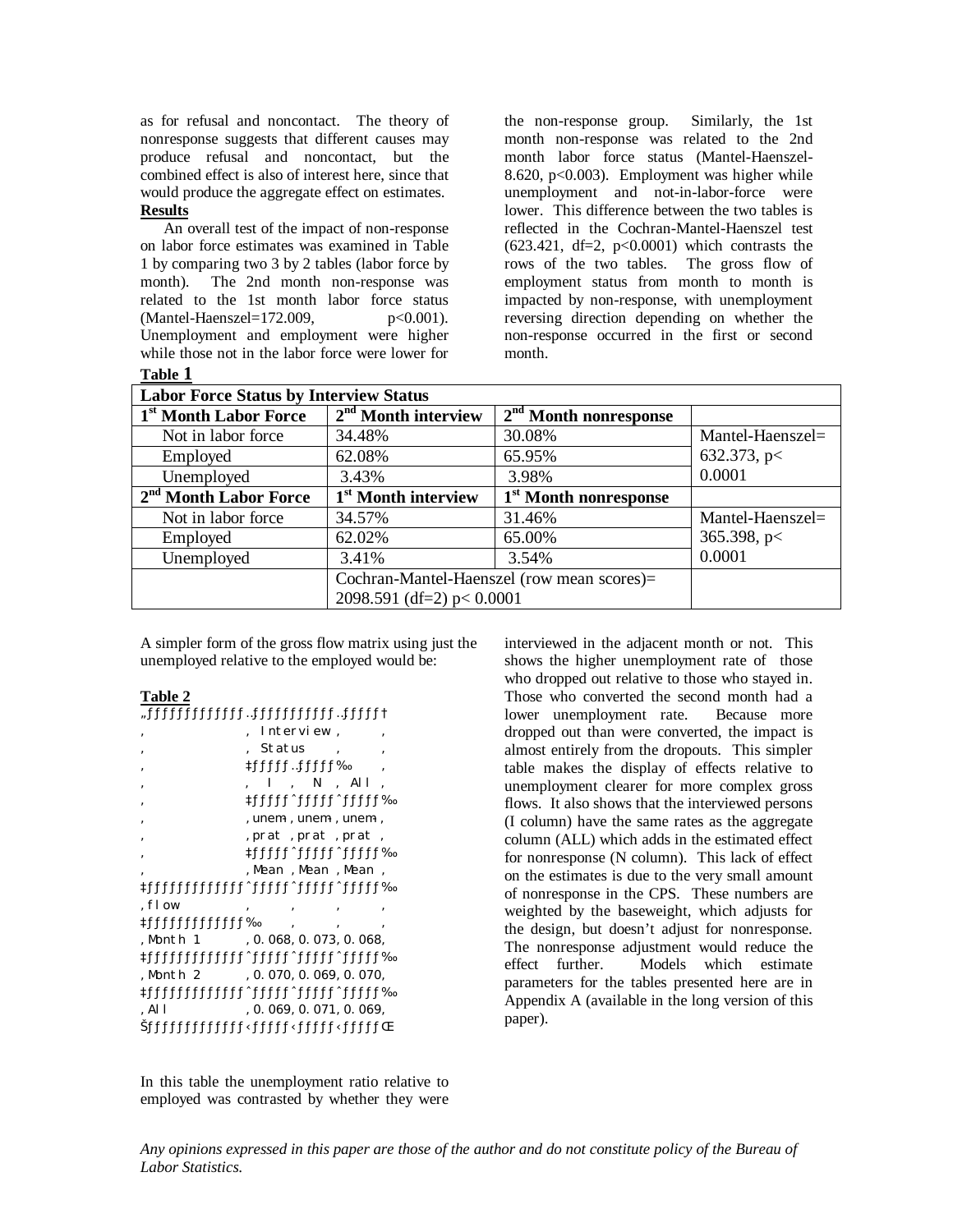as for refusal and noncontact. The theory of nonresponse suggests that different causes may produce refusal and noncontact, but the combined effect is also of interest here, since that would produce the aggregate effect on estimates.

**Results**

An overall test of the impact of non-response on labor force estimates was examined in Table 1 by comparing two 3 by 2 tables (labor force by month). The 2nd month non-response was related to the 1st month labor force status (Mantel-Haenszel=172.009, $p<0.001$). Unemployment and employment were higher while those not in the labor force were lower for the non-response group. Similarly, the 1st month non-response was related to the 2nd month labor force status (Mantel-Haenszel-8.620, $p<0.003$). Employment was higher while unemployment and not-in-labor-force were lower. This difference between the two tables is reflected in the Cochran-Mantel-Haenszel test (623.421, df=2, $p<0.0001$) which contrasts the rows of the two tables. The gross flow of employment status from month to month is impacted by non-response, with unemployment reversing direction depending on whether the non-response occurred in the first or second month.

**Table 1**

| Labor Force Status by Interview Status | | | |
|---|---|---|---|
| **1st Month Labor Force** | **2nd Month interview** | **2nd Month nonresponse** | |
| Not in labor force | 34.48% | 30.08% | Mantel-Haenszel= 632.373, p< 0.0001 |
| Employed | 62.08% | 65.95% | |
| Unemployed | 3.43% | 3.98% | |
| **2nd Month Labor Force** | **1st Month interview** | **1st Month nonresponse** | |
| Not in labor force | 34.57% | 31.46% | Mantel-Haenszel= 365.398, p< 0.0001 |
| Employed | 62.02% | 65.00% | |
| Unemployed | 3.41% | 3.54% | |
| | Cochran-Mantel-Haenszel (row mean scores)= 2098.591 (df=2) p< 0.0001 | | |

A simpler form of the gross flow matrix using just the unemployed relative to the employed would be:

**Table 2**

| | Interview Status | | |
|---|---|---|---|
| | I | N | All |
| | unem-prat Mean | unem-prat Mean | unem-prat Mean |
| flow | | | |
| Month 1 | 0.068 | 0.073 | 0.068 |
| Month 2 | 0.070 | 0.069 | 0.070 |
| All | 0.069 | 0.071 | 0.069 |

In this table the unemployment ratio relative to employed was contrasted by whether they were interviewed in the adjacent month or not. This shows the higher unemployment rate of those who dropped out relative to those who stayed in. Those who converted the second month had a lower unemployment rate. Because more dropped out than were converted, the impact is almost entirely from the dropouts. This simpler table makes the display of effects relative to unemployment clearer for more complex gross flows. It also shows that the interviewed persons (I column) have the same rates as the aggregate column (ALL) which adds in the estimated effect for nonresponse (N column). This lack of effect on the estimates is due to the very small amount of nonresponse in the CPS. These numbers are weighted by the baseweight, which adjusts for the design, but doesn't adjust for nonresponse. The nonresponse adjustment would reduce the effect further. Models which estimate parameters for the tables presented here are in Appendix A (available in the long version of this paper).

*Any opinions expressed in this paper are those of the author and do not constitute policy of the Bureau of Labor Statistics.*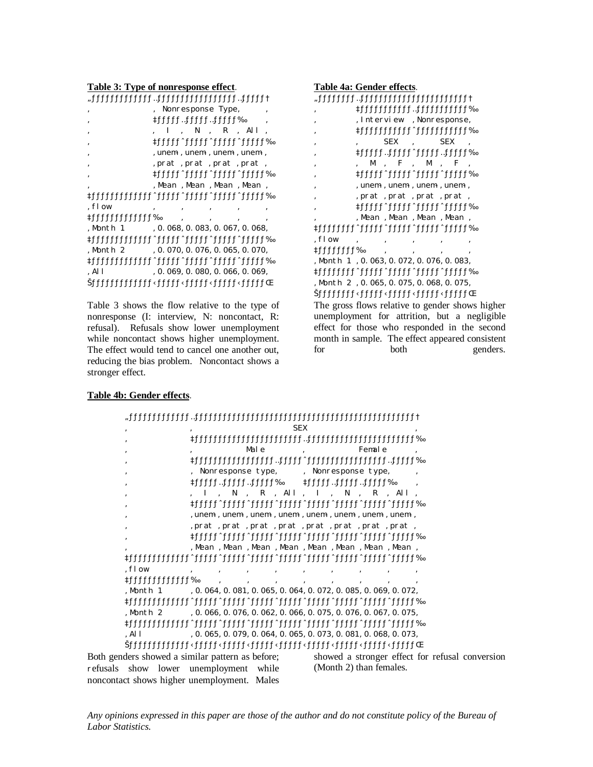**Table 3: Type of nonresponse effect**.

| flow | Nonresponse Type, I unemp rat Mean | N unemp rat Mean | R unemp rat Mean | All unemp rat Mean |
|---|---|---|---|---|
| Month 1 | 0.068 | 0.083 | 0.067 | 0.068 |
| Month 2 | 0.070 | 0.076 | 0.065 | 0.070 |
| All | 0.069 | 0.080 | 0.066 | 0.069 |

Table 3 shows the flow relative to the type of nonresponse (I: interview, N: noncontact, R: refusal). Refusals show lower unemployment while noncontact shows higher unemployment. The effect would tend to cancel one another out, reducing the bias problem. Noncontact shows a stronger effect.

**Table 4a: Gender effects**.

| | Interview | | Nonresponse | |
|---|---|---|---|---|
| | SEX | | SEX | |
| | M | F | M | F |
| flow | unemp rat Mean | unemp rat Mean | unemp rat Mean | unemp rat Mean |
| Month 1 | 0.063 | 0.072 | 0.076 | 0.083 |
| Month 2 | 0.065 | 0.075 | 0.068 | 0.075 |

The gross flows relative to gender shows higher unemployment for attrition, but a negligible effect for those who responded in the second month in sample. The effect appeared consistent for both genders.

**Table 4b: Gender effects**.

| | SEX | | | | | | | |
|---|---|---|---|---|---|---|---|---|
| | Male | | | | Female | | | |
| | Nonresponse type | | | | Nonresponse type | | | |
| | I | N | R | All | I | N | R | All |
| flow | unemp rat Mean | unemp rat Mean | unemp rat Mean | unemp rat Mean | unemp rat Mean | unemp rat Mean | unemp rat Mean | unemp rat Mean |
| Month 1 | 0.064 | 0.081 | 0.065 | 0.064 | 0.072 | 0.085 | 0.069 | 0.072 |
| Month 2 | 0.066 | 0.076 | 0.062 | 0.066 | 0.075 | 0.076 | 0.067 | 0.075 |
| All | 0.065 | 0.079 | 0.064 | 0.065 | 0.073 | 0.081 | 0.068 | 0.073 |

Both genders showed a similar pattern as before; refusals show lower unemployment while noncontact shows higher unemployment. Males showed a stronger effect for refusal conversion (Month 2) than females.

*Any opinions expressed in this paper are those of the author and do not constitute policy of the Bureau of Labor Statistics.*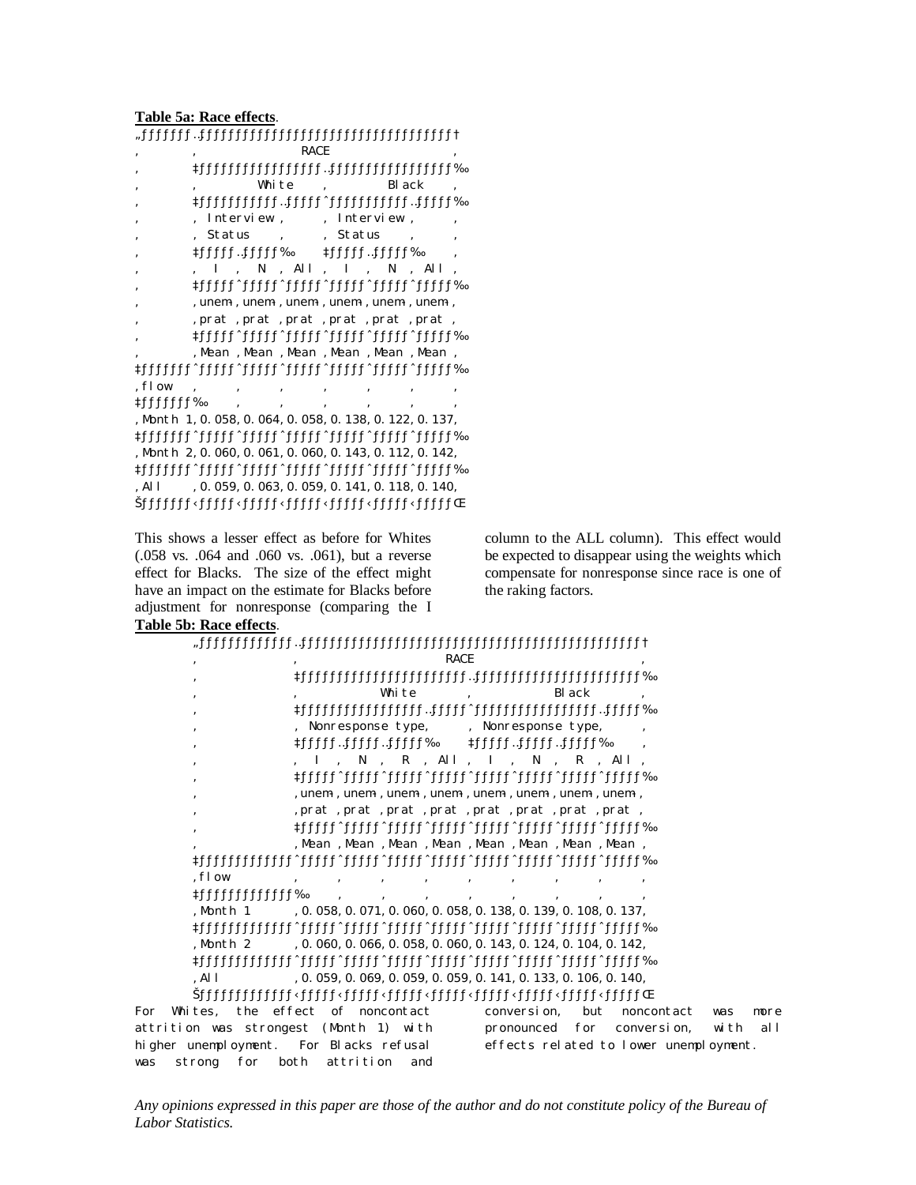**Table 5a: Race effects**.

| flow | White I unem-prat Mean | White N unem-prat Mean | White All unem-prat Mean | Black I unem-prat Mean | Black N unem-prat Mean | Black All unem-prat Mean |
|---|---|---|---|---|---|---|
| Month 1 | 0.058 | 0.064 | 0.058 | 0.138 | 0.122 | 0.137 |
| Month 2 | 0.060 | 0.061 | 0.060 | 0.143 | 0.112 | 0.142 |
| All | 0.059 | 0.063 | 0.059 | 0.141 | 0.118 | 0.140 |

(RACE: White, Black; Interview Status: I, N, All)

This shows a lesser effect as before for Whites (.058 vs. .064 and .060 vs. .061), but a reverse effect for Blacks. The size of the effect might have an impact on the estimate for Blacks before adjustment for nonresponse (comparing the I column to the ALL column). This effect would be expected to disappear using the weights which compensate for nonresponse since race is one of the raking factors.

**Table 5b: Race effects**.

| flow | White I unem-prat Mean | White N unem-prat Mean | White R unem-prat Mean | White All unem-prat Mean | Black I unem-prat Mean | Black N unem-prat Mean | Black R unem-prat Mean | Black All unem-prat Mean |
|---|---|---|---|---|---|---|---|---|
| Month 1 | 0.058 | 0.071 | 0.060 | 0.058 | 0.138 | 0.139 | 0.108 | 0.137 |
| Month 2 | 0.060 | 0.066 | 0.058 | 0.060 | 0.143 | 0.124 | 0.104 | 0.142 |
| All | 0.059 | 0.069 | 0.059 | 0.059 | 0.141 | 0.133 | 0.106 | 0.140 |

(RACE: White, Black; Nonresponse type: I, N, R, All)

For Whites, the effect of noncontact attrition was strongest (Month 1) with higher unemployment. For Blacks refusal was strong for both attrition and conversion, but noncontact was more pronounced for conversion, with all effects related to lower unemployment.

*Any opinions expressed in this paper are those of the author and do not constitute policy of the Bureau of Labor Statistics.*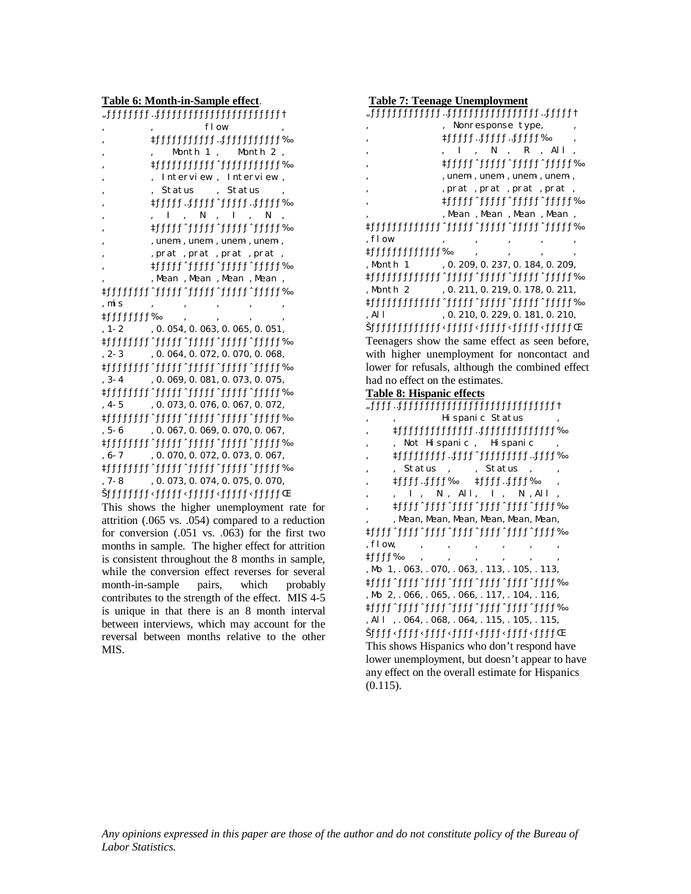**Table 6: Month-in-Sample effect**.

| flow | Month 1 Interview Status I | Month 1 Interview Status N | Month 2 Interview Status I | Month 2 Interview Status N |
|---|---|---|---|---|
| | unem-prat Mean | unem-prat Mean | unem-prat Mean | unem-prat Mean |
| mis | | | | |
| 1-2 | 0.054 | 0.063 | 0.065 | 0.051 |
| 2-3 | 0.064 | 0.072 | 0.070 | 0.068 |
| 3-4 | 0.069 | 0.081 | 0.073 | 0.075 |
| 4-5 | 0.073 | 0.076 | 0.067 | 0.072 |
| 5-6 | 0.067 | 0.069 | 0.070 | 0.067 |
| 6-7 | 0.070 | 0.072 | 0.073 | 0.067 |
| 7-8 | 0.073 | 0.074 | 0.075 | 0.070 |

This shows the higher unemployment rate for attrition (.065 vs. .054) compared to a reduction for conversion (.051 vs. .063) for the first two months in sample. The higher effect for attrition is consistent throughout the 8 months in sample, while the conversion effect reverses for several month-in-sample pairs, which probably contributes to the strength of the effect. MIS 4-5 is unique in that there is an 8 month interval between interviews, which may account for the reversal between months relative to the other MIS.

**Table 7: Teenage Unemployment**

| flow | Nonresponse type I | Nonresponse type N | Nonresponse type R | Nonresponse type All |
|---|---|---|---|---|
| | unem-prat Mean | unem-prat Mean | unem-prat Mean | unem-prat Mean |
| Month 1 | 0.209 | 0.237 | 0.184 | 0.209 |
| Month 2 | 0.211 | 0.219 | 0.178 | 0.211 |
| All | 0.210 | 0.229 | 0.181 | 0.210 |

Teenagers show the same effect as seen before, with higher unemployment for noncontact and lower for refusals, although the combined effect had no effect on the estimates.

**Table 8: Hispanic effects**

| flow | Not Hispanic Status I | Not Hispanic Status N | Not Hispanic All | Hispanic Status I | Hispanic Status N | Hispanic All |
|---|---|---|---|---|---|---|
| | Mean | Mean | Mean | Mean | Mean | Mean |
| Mo 1 | .063 | .070 | .063 | .113 | .105 | .113 |
| Mo 2 | .066 | .065 | .066 | .117 | .104 | .116 |
| All | .064 | .068 | .064 | .115 | .105 | .115 |

This shows Hispanics who don't respond have lower unemployment, but doesn't appear to have any effect on the overall estimate for Hispanics (0.115).

*Any opinions expressed in this paper are those of the author and do not constitute policy of the Bureau of Labor Statistics.*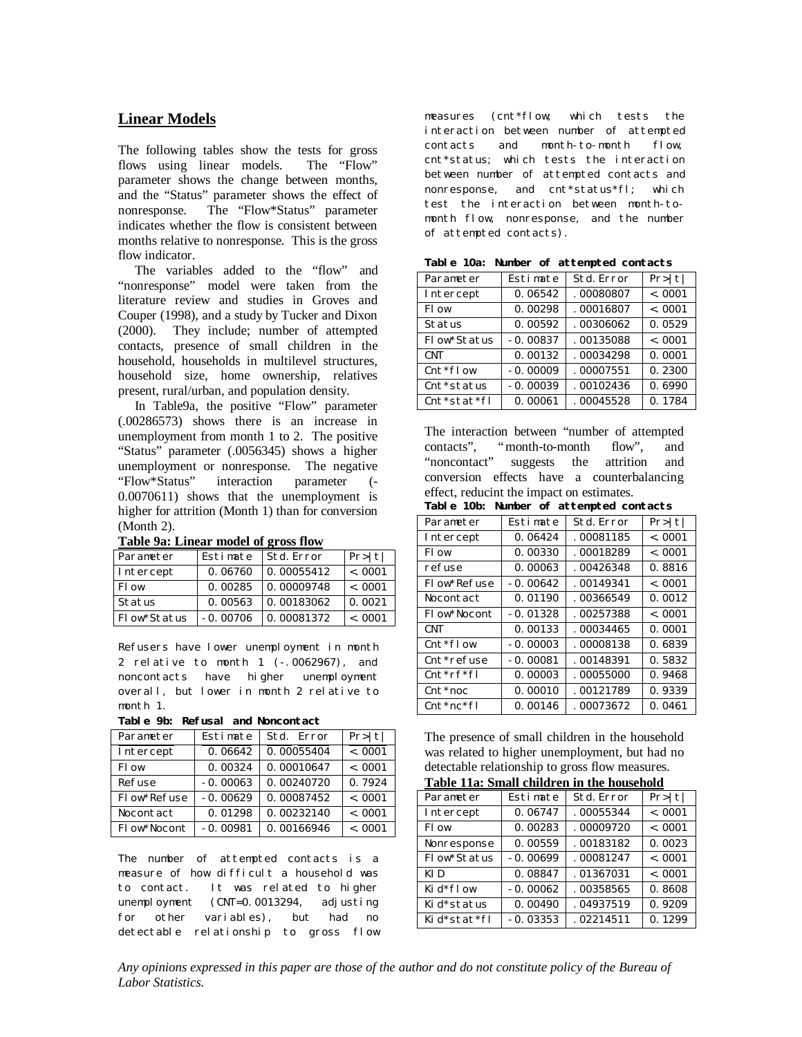## Linear Models

The following tables show the tests for gross flows using linear models. The "Flow" parameter shows the change between months, and the "Status" parameter shows the effect of nonresponse. The "Flow*Status" parameter indicates whether the flow is consistent between months relative to nonresponse. This is the gross flow indicator.

The variables added to the "flow" and "nonresponse" model were taken from the literature review and studies in Groves and Couper (1998), and a study by Tucker and Dixon (2000). They include; number of attempted contacts, presence of small children in the household, households in multilevel structures, household size, home ownership, relatives present, rural/urban, and population density.

In Table9a, the positive "Flow" parameter (.00286573) shows there is an increase in unemployment from month 1 to 2. The positive "Status" parameter (.0056345) shows a higher unemployment or nonresponse. The negative "Flow*Status" interaction parameter (-0.0070611) shows that the unemployment is higher for attrition (Month 1) than for conversion (Month 2).

**Table 9a: Linear model of gross flow**

| Parameter | Estimate | Std. Error | Pr>\|t\| |
|---|---|---|---|
| Intercept | 0.06760 | 0.00055412 | <.0001 |
| Flow | 0.00285 | 0.00009748 | <.0001 |
| Status | 0.00563 | 0.00183062 | 0.0021 |
| Flow*Status | -0.00706 | 0.00081372 | <.0001 |

Refusers have lower unemployment in month 2 relative to month 1 (-.0062967), and noncontacts have higher unemployment overall, but lower in month 2 relative to month 1.

**Table 9b: Refusal and Noncontact**

| Parameter | Estimate | Std. Error | Pr>\|t\| |
|---|---|---|---|
| Intercept | 0.06642 | 0.00055404 | <.0001 |
| Flow | 0.00324 | 0.00010647 | <.0001 |
| Refuse | -0.00063 | 0.00240720 | 0.7924 |
| Flow*Refuse | -0.00629 | 0.00087452 | <.0001 |
| Nocontact | 0.01298 | 0.00232140 | <.0001 |
| Flow*Nocont | -0.00981 | 0.00166946 | <.0001 |

The number of attempted contacts is a measure of how difficult a household was to contact. It was related to higher unemployment (CNT=0.0013294, adjusting for other variables), but had no detectable relationship to gross flow measures (cnt*flow; which tests the interaction between number of attempted contacts and month-to-month flow, cnt*status; which tests the interaction between number of attempted contacts and nonresponse, and cnt*status*fl; which test the interaction between month-to-month flow, nonresponse, and the number of attempted contacts).

**Table 10a: Number of attempted contacts**

| Parameter | Estimate | Std.Error | Pr>\|t\| |
|---|---|---|---|
| Intercept | 0.06542 | .00080807 | <.0001 |
| Flow | 0.00298 | .00016807 | <.0001 |
| Status | 0.00592 | .00306062 | 0.0529 |
| Flow*Status | -0.00837 | .00135088 | <.0001 |
| CNT | 0.00132 | .00034298 | 0.0001 |
| Cnt*flow | -0.00009 | .00007551 | 0.2300 |
| Cnt*status | -0.00039 | .00102436 | 0.6990 |
| Cnt*stat*fl | 0.00061 | .00045528 | 0.1784 |

The interaction between "number of attempted contacts", "month-to-month flow", and "noncontact" suggests the attrition and conversion effects have a counterbalancing effect, reducint the impact on estimates.

**Table 10b: Number of attempted contacts**

| Parameter | Estimate | Std.Error | Pr>\|t\| |
|---|---|---|---|
| Intercept | 0.06424 | .00081185 | <.0001 |
| Flow | 0.00330 | .00018289 | <.0001 |
| refuse | 0.00063 | .00426348 | 0.8816 |
| Flow*Refuse | -0.00642 | .00149341 | <.0001 |
| Nocontact | 0.01190 | .00366549 | 0.0012 |
| Flow*Nocont | -0.01328 | .00257388 | <.0001 |
| CNT | 0.00133 | .00034465 | 0.0001 |
| Cnt*flow | -0.00003 | .00008138 | 0.6839 |
| Cnt*refuse | -0.00081 | .00148391 | 0.5832 |
| Cnt*rf*fl | 0.00003 | .00055000 | 0.9468 |
| Cnt*noc | 0.00010 | .00121789 | 0.9339 |
| Cnt*nc*fl | 0.00146 | .00073672 | 0.0461 |

The presence of small children in the household was related to higher unemployment, but had no detectable relationship to gross flow measures.

**Table 11a: Small children in the household**

| Parameter | Estimate | Std.Error | Pr>\|t\| |
|---|---|---|---|
| Intercept | 0.06747 | .00055344 | <.0001 |
| Flow | 0.00283 | .00009720 | <.0001 |
| Nonresponse | 0.00559 | .00183182 | 0.0023 |
| Flow*Status | -0.00699 | .00081247 | <.0001 |
| KID | 0.08847 | .01367031 | <.0001 |
| Kid*flow | -0.00062 | .00358565 | 0.8608 |
| Kid*status | 0.00490 | .04937519 | 0.9209 |
| Kid*stat*fl | -0.03353 | .02214511 | 0.1299 |

*Any opinions expressed in this paper are those of the author and do not constitute policy of the Bureau of Labor Statistics.*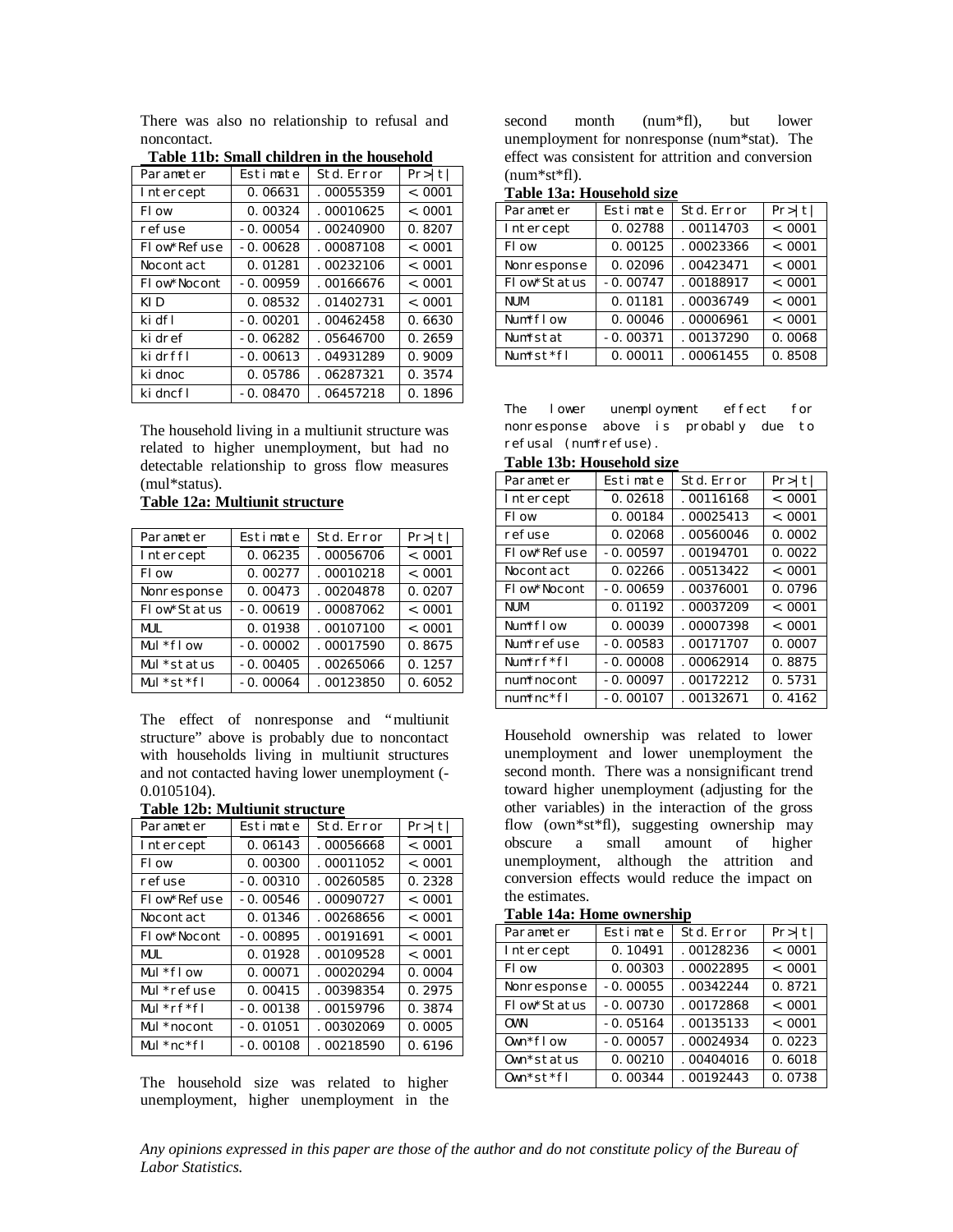There was also no relationship to refusal and noncontact.

**Table 11b: Small children in the household**

| Parameter | Estimate | Std. Error | Pr>\|t\| |
|---|---|---|---|
| Intercept | 0.06631 | .00055359 | <.0001 |
| Flow | 0.00324 | .00010625 | <.0001 |
| refuse | -0.00054 | .00240900 | 0.8207 |
| Flow*Refuse | -0.00628 | .00087108 | <.0001 |
| Nocontact | 0.01281 | .00232106 | <.0001 |
| Flow*Nocont | -0.00959 | .00166676 | <.0001 |
| KID | 0.08532 | .01402731 | <.0001 |
| kidfl | -0.00201 | .00462458 | 0.6630 |
| kidref | -0.06282 | .05646700 | 0.2659 |
| kidrffl | -0.00613 | .04931289 | 0.9009 |
| kidnoc | 0.05786 | .06287321 | 0.3574 |
| kidncfl | -0.08470 | .06457218 | 0.1896 |

The household living in a multiunit structure was related to higher unemployment, but had no detectable relationship to gross flow measures (mul*status).

**Table 12a: Multiunit structure**

| Parameter | Estimate | Std. Error | Pr>\|t\| |
|---|---|---|---|
| Intercept | 0.06235 | .00056706 | <.0001 |
| Flow | 0.00277 | .00010218 | <.0001 |
| Nonresponse | 0.00473 | .00204878 | 0.0207 |
| Flow*Status | -0.00619 | .00087062 | <.0001 |
| MUL | 0.01938 | .00107100 | <.0001 |
| Mul*flow | -0.00002 | .00017590 | 0.8675 |
| Mul*status | -0.00405 | .00265066 | 0.1257 |
| Mul*st*fl | -0.00064 | .00123850 | 0.6052 |

The effect of nonresponse and "multiunit structure" above is probably due to noncontact with households living in multiunit structures and not contacted having lower unemployment (-0.0105104).

**Table 12b: Multiunit structure**

| Parameter | Estimate | Std. Error | Pr>\|t\| |
|---|---|---|---|
| Intercept | 0.06143 | .00056668 | <.0001 |
| Flow | 0.00300 | .00011052 | <.0001 |
| refuse | -0.00310 | .00260585 | 0.2328 |
| Flow*Refuse | -0.00546 | .00090727 | <.0001 |
| Nocontact | 0.01346 | .00268656 | <.0001 |
| Flow*Nocont | -0.00895 | .00191691 | <.0001 |
| MUL | 0.01928 | .00109528 | <.0001 |
| Mul*flow | 0.00071 | .00020294 | 0.0004 |
| Mul*refuse | 0.00415 | .00398354 | 0.2975 |
| Mul*rf*fl | -0.00138 | .00159796 | 0.3874 |
| Mul*nocont | -0.01051 | .00302069 | 0.0005 |
| Mul*nc*fl | -0.00108 | .00218590 | 0.6196 |

The household size was related to higher unemployment, higher unemployment in the second month (num*fl), but lower unemployment for nonresponse (num*stat). The effect was consistent for attrition and conversion (num*st*fl).

**Table 13a: Household size**

| Parameter | Estimate | Std. Error | Pr>\|t\| |
|---|---|---|---|
| Intercept | 0.02788 | .00114703 | <.0001 |
| Flow | 0.00125 | .00023366 | <.0001 |
| Nonresponse | 0.02096 | .00423471 | <.0001 |
| Flow*Status | -0.00747 | .00188917 | <.0001 |
| NUM | 0.01181 | .00036749 | <.0001 |
| Num*flow | 0.00046 | .00006961 | <.0001 |
| Num*stat | -0.00371 | .00137290 | 0.0068 |
| Num*st*fl | 0.00011 | .00061455 | 0.8508 |

The lower unemployment effect for nonresponse above is probably due to refusal (num*refuse).

**Table 13b: Household size**

| Parameter | Estimate | Std. Error | Pr>\|t\| |
|---|---|---|---|
| Intercept | 0.02618 | .00116168 | <.0001 |
| Flow | 0.00184 | .00025413 | <.0001 |
| refuse | 0.02068 | .00560046 | 0.0002 |
| Flow*Refuse | -0.00597 | .00194701 | 0.0022 |
| Nocontact | 0.02266 | .00513422 | <.0001 |
| Flow*Nocont | -0.00659 | .00376001 | 0.0796 |
| NUM | 0.01192 | .00037209 | <.0001 |
| Num*flow | 0.00039 | .00007398 | <.0001 |
| Num*refuse | -0.00583 | .00171707 | 0.0007 |
| Num*rf*fl | -0.00008 | .00062914 | 0.8875 |
| num*nocont | -0.00097 | .00172212 | 0.5731 |
| num*nc*fl | -0.00107 | .00132671 | 0.4162 |

Household ownership was related to lower unemployment and lower unemployment the second month. There was a nonsignificant trend toward higher unemployment (adjusting for the other variables) in the interaction of the gross flow (own*st*fl), suggesting ownership may obscure a small amount of higher unemployment, although the attrition and conversion effects would reduce the impact on the estimates.

**Table 14a: Home ownership**

| Parameter | Estimate | Std. Error | Pr>\|t\| |
|---|---|---|---|
| Intercept | 0.10491 | .00128236 | <.0001 |
| Flow | 0.00303 | .00022895 | <.0001 |
| Nonresponse | -0.00055 | .00342244 | 0.8721 |
| Flow*Status | -0.00730 | .00172868 | <.0001 |
| OWN | -0.05164 | .00135133 | <.0001 |
| Own*flow | -0.00057 | .00024934 | 0.0223 |
| Own*status | 0.00210 | .00404016 | 0.6018 |
| Own*st*fl | 0.00344 | .00192443 | 0.0738 |

*Any opinions expressed in this paper are those of the author and do not constitute policy of the Bureau of Labor Statistics.*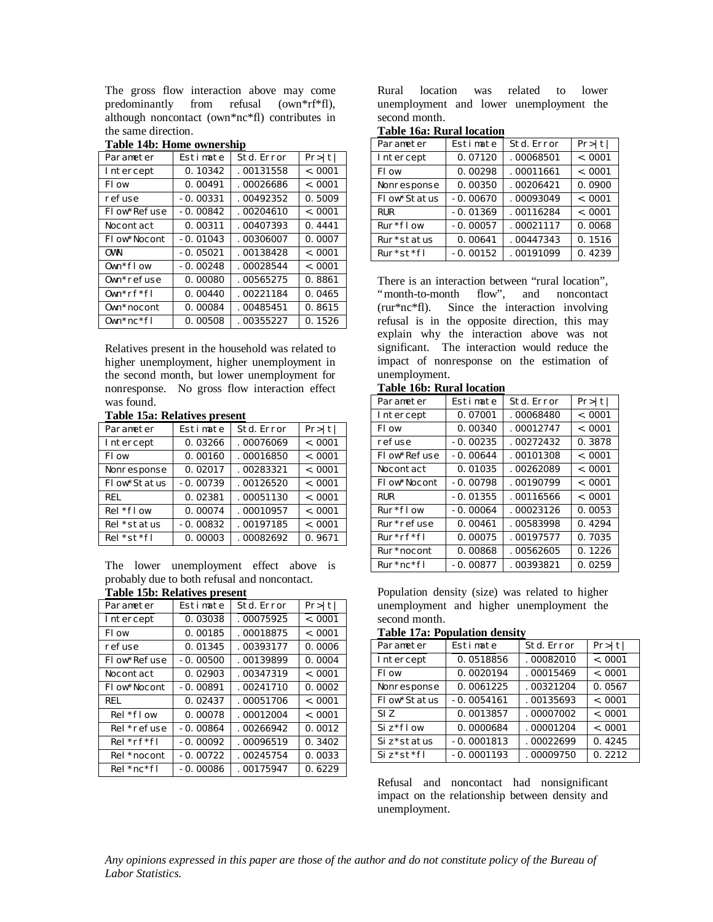The gross flow interaction above may come predominantly from refusal (own*rf*fl), although noncontact (own*nc*fl) contributes in the same direction.

**Table 14b: Home ownership**

| Parameter | Estimate | Std. Error | Pr>\|t\| |
|---|---|---|---|
| Intercept | 0.10342 | .00131558 | <.0001 |
| Flow | 0.00491 | .00026686 | <.0001 |
| refuse | -0.00331 | .00492352 | 0.5009 |
| Flow*Refuse | -0.00842 | .00204610 | <.0001 |
| Nocontact | 0.00311 | .00407393 | 0.4441 |
| Flow*Nocont | -0.01043 | .00306007 | 0.0007 |
| OWN | -0.05021 | .00138428 | <.0001 |
| Own*flow | -0.00248 | .00028544 | <.0001 |
| Own*refuse | 0.00080 | .00565275 | 0.8861 |
| Own*rf*fl | 0.00440 | .00221184 | 0.0465 |
| Own*nocont | 0.00084 | .00485451 | 0.8615 |
| Own*nc*fl | 0.00508 | .00355227 | 0.1526 |

Relatives present in the household was related to higher unemployment, higher unemployment in the second month, but lower unemployment for nonresponse. No gross flow interaction effect was found.

**Table 15a: Relatives present**

| Parameter | Estimate | Std. Error | Pr>\|t\| |
|---|---|---|---|
| Intercept | 0.03266 | .00076069 | <.0001 |
| Flow | 0.00160 | .00016850 | <.0001 |
| Nonresponse | 0.02017 | .00283321 | <.0001 |
| Flow*Status | -0.00739 | .00126520 | <.0001 |
| REL | 0.02381 | .00051130 | <.0001 |
| Rel*flow | 0.00074 | .00010957 | <.0001 |
| Rel*status | -0.00832 | .00197185 | <.0001 |
| Rel*st*fl | 0.00003 | .00082692 | 0.9671 |

The lower unemployment effect above is probably due to both refusal and noncontact.

**Table 15b: Relatives present**

| Parameter | Estimate | Std. Error | Pr>\|t\| |
|---|---|---|---|
| Intercept | 0.03038 | .00075925 | <.0001 |
| Flow | 0.00185 | .00018875 | <.0001 |
| refuse | 0.01345 | .00393177 | 0.0006 |
| Flow*Refuse | -0.00500 | .00139899 | 0.0004 |
| Nocontact | 0.02903 | .00347319 | <.0001 |
| Flow*Nocont | -0.00891 | .00241710 | 0.0002 |
| REL | 0.02437 | .00051706 | <.0001 |
| Rel*flow | 0.00078 | .00012004 | <.0001 |
| Rel*refuse | -0.00864 | .00266942 | 0.0012 |
| Rel*rf*fl | -0.00092 | .00096519 | 0.3402 |
| Rel*nocont | -0.00722 | .00245754 | 0.0033 |
| Rel*nc*fl | -0.00086 | .00175947 | 0.6229 |

Rural location was related to lower unemployment and lower unemployment the second month.

**Table 16a: Rural location**

| Parameter | Estimate | Std. Error | Pr>\|t\| |
|---|---|---|---|
| Intercept | 0.07120 | .00068501 | <.0001 |
| Flow | 0.00298 | .00011661 | <.0001 |
| Nonresponse | 0.00350 | .00206421 | 0.0900 |
| Flow*Status | -0.00670 | .00093049 | <.0001 |
| RUR | -0.01369 | .00116284 | <.0001 |
| Rur*flow | -0.00057 | .00021117 | 0.0068 |
| Rur*status | 0.00641 | .00447343 | 0.1516 |
| Rur*st*fl | -0.00152 | .00191099 | 0.4239 |

There is an interaction between "rural location", "month-to-month flow", and noncontact (rur*nc*fl). Since the interaction involving refusal is in the opposite direction, this may explain why the interaction above was not significant. The interaction would reduce the impact of nonresponse on the estimation of unemployment.

**Table 16b: Rural location**

| Parameter | Estimate | Std. Error | Pr>\|t\| |
|---|---|---|---|
| Intercept | 0.07001 | .00068480 | <.0001 |
| Flow | 0.00340 | .00012747 | <.0001 |
| refuse | -0.00235 | .00272432 | 0.3878 |
| Flow*Refuse | -0.00644 | .00101308 | <.0001 |
| Nocontact | 0.01035 | .00262089 | <.0001 |
| Flow*Nocont | -0.00798 | .00190799 | <.0001 |
| RUR | -0.01355 | .00116566 | <.0001 |
| Rur*flow | -0.00064 | .00023126 | 0.0053 |
| Rur*refuse | 0.00461 | .00583998 | 0.4294 |
| Rur*rf*fl | 0.00075 | .00197577 | 0.7035 |
| Rur*nocont | 0.00868 | .00562605 | 0.1226 |
| Rur*nc*fl | -0.00877 | .00393821 | 0.0259 |

Population density (size) was related to higher unemployment and higher unemployment the second month.

**Table 17a: Population density**

| Parameter | Estimate | Std. Error | Pr>\|t\| |
|---|---|---|---|
| Intercept | 0.0518856 | .00082010 | <.0001 |
| Flow | 0.0020194 | .00015469 | <.0001 |
| Nonresponse | 0.0061225 | .00321204 | 0.0567 |
| Flow*Status | -0.0054161 | .00135693 | <.0001 |
| SIZ | 0.0013857 | .00007002 | <.0001 |
| Siz*flow | 0.0000684 | .00001204 | <.0001 |
| Siz*status | -0.0001813 | .00022699 | 0.4245 |
| Siz*st*fl | -0.0001193 | .00009750 | 0.2212 |

Refusal and noncontact had nonsignificant impact on the relationship between density and unemployment.

*Any opinions expressed in this paper are those of the author and do not constitute policy of the Bureau of Labor Statistics.*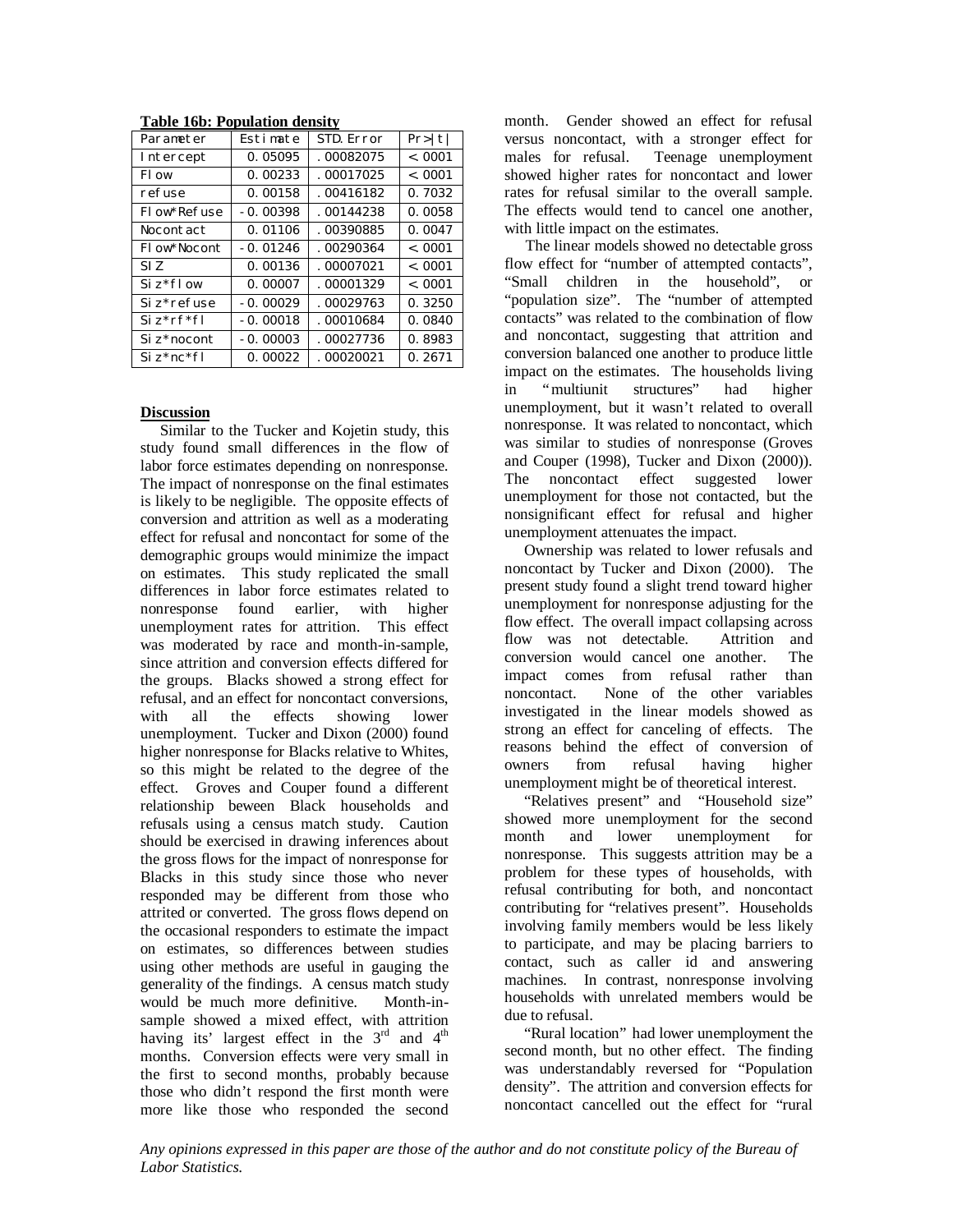**Table 16b: Population density**

| Parameter | Estimate | STD. Error | Pr>\|t\| |
|---|---|---|---|
| Intercept | 0.05095 | .00082075 | <.0001 |
| Flow | 0.00233 | .00017025 | <.0001 |
| refuse | 0.00158 | .00416182 | 0.7032 |
| Flow*Refuse | -0.00398 | .00144238 | 0.0058 |
| Nocontact | 0.01106 | .00390885 | 0.0047 |
| Flow*Nocont | -0.01246 | .00290364 | <.0001 |
| SIZ | 0.00136 | .00007021 | <.0001 |
| Siz*flow | 0.00007 | .00001329 | <.0001 |
| Siz*refuse | -0.00029 | .00029763 | 0.3250 |
| Siz*rf*fl | -0.00018 | .00010684 | 0.0840 |
| Siz*nocont | -0.00003 | .00027736 | 0.8983 |
| Siz*nc*fl | 0.00022 | .00020021 | 0.2671 |

**Discussion**

Similar to the Tucker and Kojetin study, this study found small differences in the flow of labor force estimates depending on nonresponse. The impact of nonresponse on the final estimates is likely to be negligible. The opposite effects of conversion and attrition as well as a moderating effect for refusal and noncontact for some of the demographic groups would minimize the impact on estimates. This study replicated the small differences in labor force estimates related to nonresponse found earlier, with higher unemployment rates for attrition. This effect was moderated by race and month-in-sample, since attrition and conversion effects differed for the groups. Blacks showed a strong effect for refusal, and an effect for noncontact conversions, with all the effects showing lower unemployment. Tucker and Dixon (2000) found higher nonresponse for Blacks relative to Whites, so this might be related to the degree of the effect. Groves and Couper found a different relationship beween Black households and refusals using a census match study. Caution should be exercised in drawing inferences about the gross flows for the impact of nonresponse for Blacks in this study since those who never responded may be different from those who attrited or converted. The gross flows depend on the occasional responders to estimate the impact on estimates, so differences between studies using other methods are useful in gauging the generality of the findings. A census match study would be much more definitive. Month-in-sample showed a mixed effect, with attrition having its' largest effect in the 3rd and 4th months. Conversion effects were very small in the first to second months, probably because those who didn't respond the first month were more like those who responded the second month. Gender showed an effect for refusal versus noncontact, with a stronger effect for males for refusal. Teenage unemployment showed higher rates for noncontact and lower rates for refusal similar to the overall sample. The effects would tend to cancel one another, with little impact on the estimates.

The linear models showed no detectable gross flow effect for "number of attempted contacts", "Small children in the household", or "population size". The "number of attempted contacts" was related to the combination of flow and noncontact, suggesting that attrition and conversion balanced one another to produce little impact on the estimates. The households living in "multiunit structures" had higher unemployment, but it wasn't related to overall nonresponse. It was related to noncontact, which was similar to studies of nonresponse (Groves and Couper (1998), Tucker and Dixon (2000)). The noncontact effect suggested lower unemployment for those not contacted, but the nonsignificant effect for refusal and higher unemployment attenuates the impact.

Ownership was related to lower refusals and noncontact by Tucker and Dixon (2000). The present study found a slight trend toward higher unemployment for nonresponse adjusting for the flow effect. The overall impact collapsing across flow was not detectable. Attrition and conversion would cancel one another. The impact comes from refusal rather than noncontact. None of the other variables investigated in the linear models showed as strong an effect for canceling of effects. The reasons behind the effect of conversion of owners from refusal having higher unemployment might be of theoretical interest.

"Relatives present" and "Household size" showed more unemployment for the second month and lower unemployment for nonresponse. This suggests attrition may be a problem for these types of households, with refusal contributing for both, and noncontact contributing for "relatives present". Households involving family members would be less likely to participate, and may be placing barriers to contact, such as caller id and answering machines. In contrast, nonresponse involving households with unrelated members would be due to refusal.

"Rural location" had lower unemployment the second month, but no other effect. The finding was understandably reversed for "Population density". The attrition and conversion effects for noncontact cancelled out the effect for "rural

*Any opinions expressed in this paper are those of the author and do not constitute policy of the Bureau of Labor Statistics.*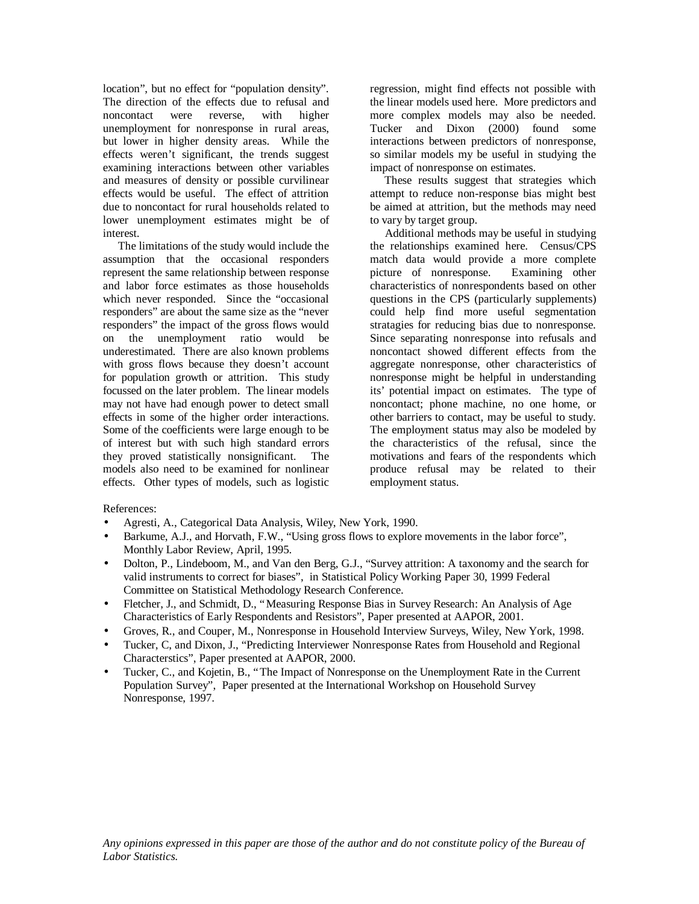location", but no effect for "population density". The direction of the effects due to refusal and noncontact were reverse, with higher unemployment for nonresponse in rural areas, but lower in higher density areas. While the effects weren't significant, the trends suggest examining interactions between other variables and measures of density or possible curvilinear effects would be useful. The effect of attrition due to noncontact for rural households related to lower unemployment estimates might be of interest.

The limitations of the study would include the assumption that the occasional responders represent the same relationship between response and labor force estimates as those households which never responded. Since the "occasional responders" are about the same size as the "never responders" the impact of the gross flows would on the unemployment ratio would be underestimated. There are also known problems with gross flows because they doesn't account for population growth or attrition. This study focussed on the later problem. The linear models may not have had enough power to detect small effects in some of the higher order interactions. Some of the coefficients were large enough to be of interest but with such high standard errors they proved statistically nonsignificant. The models also need to be examined for nonlinear effects. Other types of models, such as logistic regression, might find effects not possible with the linear models used here. More predictors and more complex models may also be needed. Tucker and Dixon (2000) found some interactions between predictors of nonresponse, so similar models my be useful in studying the impact of nonresponse on estimates.

These results suggest that strategies which attempt to reduce non-response bias might best be aimed at attrition, but the methods may need to vary by target group.

Additional methods may be useful in studying the relationships examined here. Census/CPS match data would provide a more complete picture of nonresponse. Examining other characteristics of nonrespondents based on other questions in the CPS (particularly supplements) could help find more useful segmentation stratagies for reducing bias due to nonresponse. Since separating nonresponse into refusals and noncontact showed different effects from the aggregate nonresponse, other characteristics of nonresponse might be helpful in understanding its' potential impact on estimates. The type of noncontact; phone machine, no one home, or other barriers to contact, may be useful to study. The employment status may also be modeled by the characteristics of the refusal, since the motivations and fears of the respondents which produce refusal may be related to their employment status.

References:

- Agresti, A., Categorical Data Analysis, Wiley, New York, 1990.
- Barkume, A.J., and Horvath, F.W., "Using gross flows to explore movements in the labor force", Monthly Labor Review, April, 1995.
- Dolton, P., Lindeboom, M., and Van den Berg, G.J., "Survey attrition: A taxonomy and the search for valid instruments to correct for biases", in Statistical Policy Working Paper 30, 1999 Federal Committee on Statistical Methodology Research Conference.
- Fletcher, J., and Schmidt, D., "Measuring Response Bias in Survey Research: An Analysis of Age Characteristics of Early Respondents and Resistors", Paper presented at AAPOR, 2001.
- Groves, R., and Couper, M., Nonresponse in Household Interview Surveys, Wiley, New York, 1998.
- Tucker, C, and Dixon, J., "Predicting Interviewer Nonresponse Rates from Household and Regional Characterstics", Paper presented at AAPOR, 2000.
- Tucker, C., and Kojetin, B., "The Impact of Nonresponse on the Unemployment Rate in the Current Population Survey", Paper presented at the International Workshop on Household Survey Nonresponse, 1997.

*Any opinions expressed in this paper are those of the author and do not constitute policy of the Bureau of Labor Statistics.*